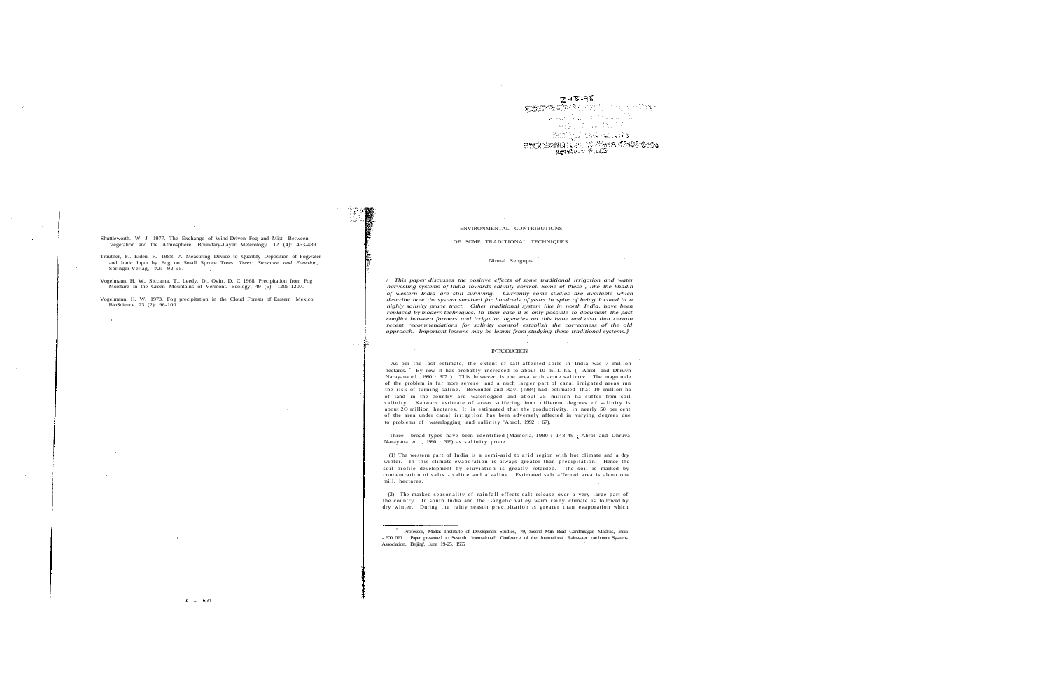Shuttleworth. W. J. 1977. The Exchange of Wind-Driven Fog and Mist Between Vegetation and the Atmosphere. Boundary-Layer Meterology. 12 (4): 463-489.

Trautner, F.. Eiden. R. 1988. A Measuring Device to Quantify Deposition of Fogwater and Ionic Input by Fog on Small Spruce Trees. *Trees: Structure and Function*, Springer-Verlag, #2: 92-95.

Vogelmann. H. W., Siccama. T.. Leedy. D.. Ovitt. D. C 1968. Precipitation from Fog Moisture in the Green Mountains of Vermont. Ecology, 49 (6): 1205-1207.

Vogelmann. H. W. 1973. Fog precipitation in the Cloud Forests of Eastern Mexico. BioScience. 23 (2): 96-100.

2-18-98

REPRINT FILES

# ENVIRONMENTAL CONTRIBUTIONS OF SOME TRADITIONAL TECHNIQUES

Nirmal Sengupta[1]

*This paper discusses the positive effects of some traditional irrigation and water harvesting systems of India towards salinity control. Some of these, like the khadin of western India are still surviving. Currently some studies are available which describe how the system survived for hundreds of years in spite of being located in a highly salinity prune tract. Other traditional system like in north India, have been replaced by modern techniques. In their case it is only possible to document the past conflict between farmers and irrigation agencies on this issue and also that certain recent recommendations for salinity control establish the correctness of the old approach. Important lessons may be learnt from studying these traditional systems.*

## INTRODUCTION

As per the last estimate, the extent of salt-affected soils in India was 7 million hectares. By now it has probably increased to about 10 mill. ha. ( Abrol and Dhruvn Narayana ed.. 1990 : 307 ). This however, is the area with acute salimtv. The magnitude of the problem is far more severe and a much larger part of canal irrigated areas run the risk of turning saline. Bowonder and Ravi (1984) had estimated that 10 million ha of land in the country are waterlogged and about 25 million ha suffer from soil salinity. Kanwar's estimate of areas suffering from different degrees of salinity is about 2O million hectares. It is estimated that the productivity, in nearly 50 per cent of the area under canal irrigation has been adversely affected in varying degrees due to problems of waterlogging and salinity 'Abrol. 1992 : 67).

Three broad types have been identified (Mamoria, 1980 : 148-49 ; Abrol and Dhruva Narayana ed. , 1990 : 319) as salinity prone.

(1) The western part of India is a semi-arid to arid region with hot climate and a dry winter. In this climate evaporation is always greater than precipitation. Hence the soil profile development by eluviation is greatly retarded. The soil is marked by concentration of salts - saline and alkaline. Estimated salt affected area is about one mill, hectares.

(2) The marked seasonalitv of rainfall effects salt release over a very large part of the country. In south India and the Gangetic valley warm rainy climate is followed by dry winter. During the rainy season precipitation is greater than evaporation which

---

[1] Professor, Madras Institute of Development Studies, 79, Second Main Road Gandhinagar, Madras, India - 600 020 . Paper presented to Seventh International! Conference of the International Rainwater catchment Systems Association, Beijing', June 19-25, 1995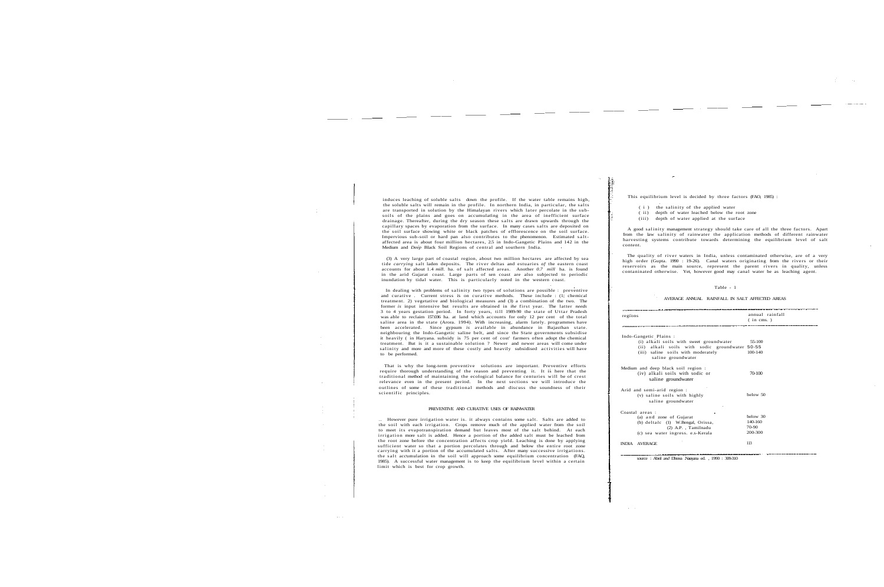induces leaching of soluble salts down the profile. If the water table remains high, the soluble salts will remain in the profile. In northern India, in particular, the salts are transported in solution by the Himalayan rivers which later percolate in the sub-soils of the plains and goes on accumulating in the area of inefficient surface drainage. Thereafter, during the dry season these salts are drawn upwards through the capillary spaces by evaporation from the surface. In many cases salts are deposited on the soil surface showing white or black patches of efflorescence on the soil surface. Impervious sub-soil or hard pan also contributes to the phenomenon. Estimated salt-affected area is about four million hectares, 2.5 in Indo-Gangetic Plains and 142 in the Medium and *Deep* Black Soil Regions of central and southern India.

(3) A very large part of coastal region, about two million hectares are affected by sea tide *carrying* salt laden deposits. The river deltas and estuaries of the eastern coast accounts for about 1.4 *mill.* ha. of salt affected areas. Another *0.7 mill* ha. is found in the arid Gujarat coast. Large parts of sen coast are also subjected to periodic inundation by tidal water. This is particularly noted in the western coast.

In dealing with problems of salinity two types of solutions are possible : preventive and curative . Current stress is on curative methods. These include : (1; chemical treatment. 2) vegetative and biological measures and (3) a combination of the two. The former *is* input intensive but results are obtained in *the* first year. The latter *needs* 3 to 4 years gestation period. In forty years, till 1989-90 the state of Uttar Pradesh was able to reclaim 157,036 ha. at land which accounts for only 12 per cent of the total saline area in the state (Arora. 1994). With increasing, alarm lately. programmes have been accelerated. Since gypsum *is* available in abundance in Rajasthan state. neighbouring the Indo-Gangetic saline belt, and since the State governments subsidise it heavily ( in Haryana. subsidy is 75 per cent of cost' farmers often adopt the chemical treatment. But is it a sustainable solution ? Newer and newer areas will come under salinity and more and more of these costly and heavily subsidised activities will have to be performed.

That is why the long-term preventive solutions are important. Preventive efforts require thorough understanding of the reason and preventing it. It is here that the traditional method of maintaining the ecological balance for centuries will be of crest relevance even in the present period. In the next sections we will introduce the outlines of some of these traditional methods and discuss the soundness of their scientific principles.

## PREVENTIVE AND CURATIVE USES OF RAINWATER

.. However pure irrigation water is. it always contains some salt. Salts are added to the soil with each irrigation. Crops remove much of the applied water from the soil to meet its evapotranspiration demand but leaves most of the salt behind. At each irrigation more salt is added. Hence a portion of the added salt must be leached from the root zone before the concentration affects crop yield. Leaching is done by applying sufficient water so that a portion percolates through and below the entire root zone carrying with it a portion of the accumulated salts. After many successive irrigations. the salt accumulation in the soil will approach some equilibrium concentration (FAO, 1985). A successful water management is to keep the equilibrium level within a certain limit which is best for crop growth.

This equilibrium level is decided by three factors (FAO, 1985) :

( i ) the salinity of the applied water
( ii) depth of water leached below the root zone
(iii) depth of water applied at the surface

A good salinity management strategy should take care of all the three factors. Apart from the law salinity of rainwater the application methods of different rainwater harvesting systems contribute towards determining the equilibrium level of salt content.

The quality of river waters in India, unless contaminated otherwise, are of a very high order (Gupta. 1990 : 19-26). Canal waters originating from the rivers or their reservoirs as the main source, represent the parent rivers in quality, unless contaninated otherwise. Yet, however good may canal water be as leaching agent.

Table - 1

AVERAGE ANNUAL RAINFALL IN SALT AFFECTED AREAS

| regions | annual rainfall ( in cms. ) |
|---|---|
| Indo-Gangetic Plains : | |
| (i) alkali soils with sweet groundwater | 55-100 |
| (ii) alkali soils with sodic groundwater | 50-55 |
| (iii) saline soils with moderately saline groundwater | 100-140 |
| Medium and deep black soil region : | |
| (iv) alkali soils with sodic or saline groundwater | 70-100 |
| Arid and semi-arid region : | |
| (v) saline soils with highly saline groundwater | below 50 |
| Coastal areas : | |
| (a) and zone of Gujarat | below 30 |
| (b) deltaic (1) W.Bengal, Orissa, | 140-160 |
| (2) A.P. , Tamilnadu | 70-90 |
| (c) sea water ingress. e.s-Kerala | 200-300 |
| INDIA AVERAGE | 113 |

source : Abrol and Dhruva Narayana ed. , 1990 : 309-310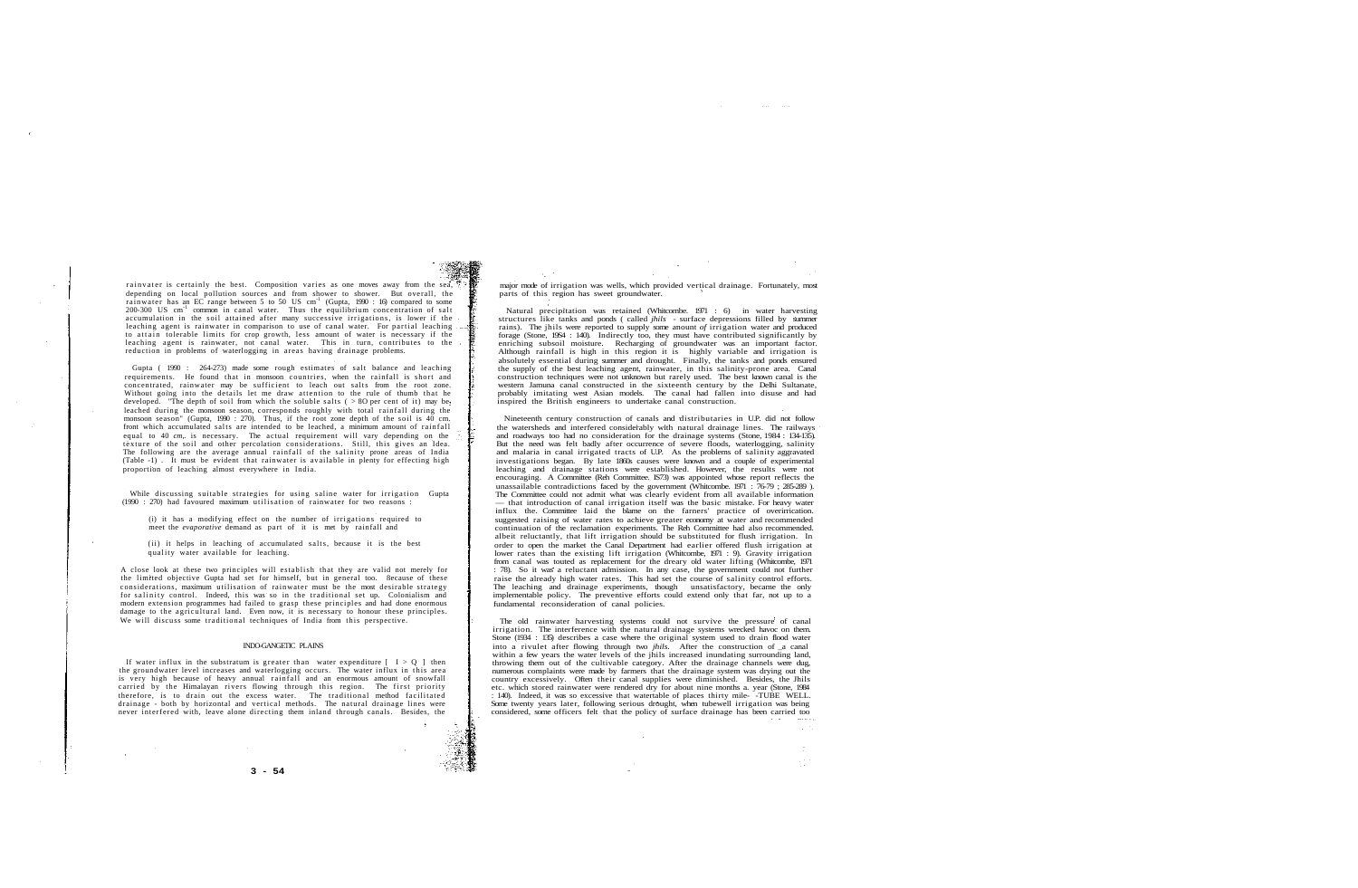rainvater is certainly the best. Composition varies as one moves away from the sea, depending on local pollution sources and from shower to shower. But overall, the rainwater has an EC range between 5 to 50 US $cm^{-1}$ (Gupta, 1990 : 16) compared to some 200-300 US $cm^{-1}$ common in canal water. Thus the equilibrium concentration of salt accumulation in the soil attained after many successive irrigations, is lower if the leaching agent is rainwater in comparison to use of canal water. For partial leaching to attain tolerable limits for crop growth, less amount of water is necessary if the leaching agent is rainwater, not canal water. This in turn, contributes to the reduction in problems of waterlogging in areas having drainage problems.

Gupta ( 1990 : 264-273) made some rough estimates of salt balance and leaching requirements. He found that in monsoon countries, when the rainfall is short and concentrated, rainwater may be sufficient to leach out salts from the root zone. Without going into the details let me draw attention to the rule of thumb that he developed. "The depth of soil from which the soluble salts ( > 80 per cent of it) may be, leached during the monsoon season, corresponds roughly with total rainfall during the monsoon season" (Gupta, 1990 : 270). Thus, if the root zone depth of the soil is 40 cm. front which accumulated salts are intended to be leached, a minimum amount of rainfall equal to 40 cm,. is necessary. The actual requirement will vary depending on the texture of the soil and other percolation considerations. Still, this gives an Idea. The following are the average annual rainfall of the salinity prone areas of India (Table -1) . It must be evident that rainwater is available in plenty for effecting high proportion of leaching almost everywhere in India.

While discussing suitable strategies for using saline water for irrigation Gupta (1990 : 270) had favoured maximum utilisation of rainwater for two reasons :

(i) it has a modifying effect on the number of irrigations required to meet the *evaporative* demand as part of it is met by rainfall and

(ii) it helps in leaching of accumulated salts, because it is the best quality water available for leaching.

A close look at these two principles will establish that they are valid not merely for the limited objective Gupta had set for himself, but in general too. Because of these considerations, maximum utilisation of rainwater must be the most desirable strategy for salinity control. Indeed, this was so in the traditional set up. Colonialism and modern extension programmes had failed to grasp these principles and had done enormous damage to the agricultural land. Even now, it is necessary to honour these principles. We will discuss some traditional techniques of India from this perspective.

## INDO-GANGETIC PLAINS

If water influx in the substratum is greater than water expenditure [ I > Q ] then the groundwater level increases and waterlogging occurs. The water influx in this area is very high because of heavy annual rainfall and an enormous amount of snowfall carried by the Himalayan rivers flowing through this region. The first priority therefore, is to drain out the excess water. The traditional method facilitated drainage - both by horizontal and vertical methods. The natural drainage lines were never interfered with, leave alone directing them inland through canals. Besides, the major mode of irrigation was wells, which provided vertical drainage. Fortunately, most parts of this region has sweet groundwater.

Natural precipitation was retained (Whitcombe. 1971 : 6) in water harvesting structures like tanks and ponds ( called *jhils* - surface depressions filled by summer rains). The jhils were reported to supply some amount *of* irrigation water and produced forage (Stone, 1984 : 140). Indirectly too, they must have contributed significantly by enriching subsoil moisture. Recharging of groundwater was an important factor. Although rainfall is high in this region it is highly variable and irrigation is absolutely essential during summer and drought. Finally, the tanks and ponds ensured the supply of the best leaching agent, rainwater, in this salinity-prone area. Canal construction techniques were not unknown but rarely used. The best known canal is the western Jamuna canal constructed in the sixteenth century by the Delhi Sultanate, probably imitating west Asian models. The canal had fallen into disuse and had inspired the British engineers to undertake canal construction.

Nineteenth century construction of canals and distributaries in U.P. did not follow the watersheds and interfered considerably with natural drainage lines. The railways and roadways too had no consideration for the drainage systems (Stone, 1984 : 134-135). But the need was felt badly after occurrence of severe floods, waterlogging, salinity and malaria in canal irrigated tracts of U.P. As the problems of salinity aggravated investigations began. By late 1860s causes were known and a couple of experimental leaching and drainage stations were established. However, the results were not encouraging. A Committee (Reh Committee. 1873) was appointed whose report reflects the unassailable contradictions faced by the government (Whitcombe. 1971 : 76-79 ; 285-289 ). The Committee could not admit what was clearly evident from all available information — that introduction of canal irrigation itself was the basic mistake. For heavy water influx the. Committee laid the blame on the farners' practice of overirrication. suggested raising of water rates to achieve greater economy at water and recommended continuation of the reclamation experiments. The Reh Committee had also recommended. albeit reluctantly, that lift irrigation should be substituted for flush irrigation. In order to open the market the Canal Department had earlier offered flush irrigation at lower rates than the existing lift irrigation (Whitcombe, 1971 : 9). Gravity irrigation from canal was touted as replacement for the dreary old water lifting (Whitcombe, 1971 : 78). So it was a reluctant admission. In any case, the government could not further raise the already high water rates. This had set the course of salinity control efforts. The leaching and drainage experiments, though unsatisfactory, became the only implementable policy. The preventive efforts could extend only that far, not up to a fundamental reconsideration of canal policies.

The old rainwater harvesting systems could not survive the pressure of canal irrigation. The interference with the natural drainage systems wrecked havoc on them. Stone (1984 : 135) describes a case where the original system used to drain flood water into a rivulet after flowing through two *jhils*. After the construction of a canal within a few years the water levels of the jhils increased inundating surrounding land, throwing them out of the cultivable category. After the drainage channels were dug, numerous complaints were made by farmers that the drainage system was drying out the country excessively. Often their canal supplies were diminished. Besides, the Jhils etc. which stored rainwater were rendered dry for about nine months a. year (Stone, 1984 : 140). Indeed, it was so excessive that watertable of places thirty mile- -TUBE WELL. Some twenty years later, following serious drought, when tubewell irrigation was being considered, some officers felt that the policy of surface drainage has been carried too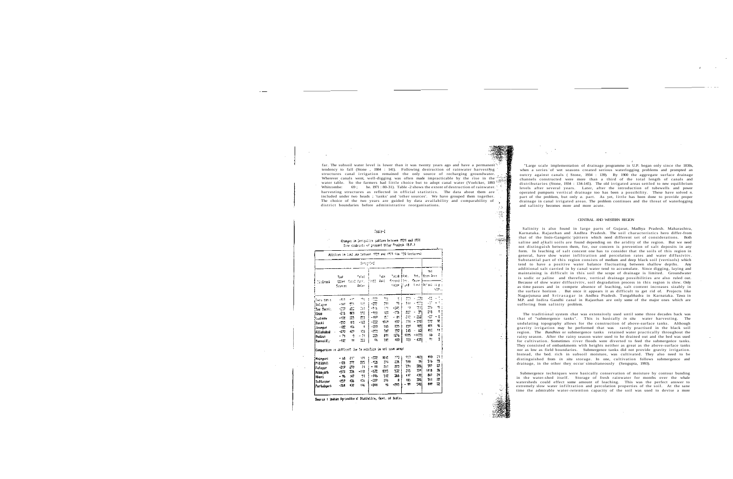far. The subsoil water level is lower than it was twenty years ago and have a permanent tendency to fall (Stone , 1984 : 141). Following destruction of rainwater harvesting structures canal irrigation remained the only source of recharging groundwater. Wherever canals went, well-digging was often made impracticable by the rise in the water table. So the farmers had little choice but to adopt canal water (Voelcker, 1893 Whitcombe: 69 ; be. 1971 : 80-31). Table -2 shows the extent of destruction of rainwater harvesting structures as reflected in official statistics. The data about them are included under two heads ; 'tanks' and 'other sources'. We have grouped them together. The choice of the two years are guided by data availability and comparability of district boundaries before administrative reorganisations.

Table-2

Changes in Irrigation pattern between 1921 and 1971
Some districts of present Uttar Pradesh (U.P.)

| District | Addition in land use between 1921 and 1971 (in '00 hectares) | | | | | | | | | |
|---|---|---|---|---|---|---|---|---|---|---|
| | Irrigated | | | | | | | | Net Sown Area | |
| | Tank Other Sources | Canal | Total Surf. Water | Tube Well | Well | Total Ground Water | Tot. Irr. | Tot. Crop. Area | Net ('00 ha) | % |
| Dera Dun | -313 | -117 | -153 | -722 | 788 | 5 | 573 | -2291 | -154 | -7 |
| Saharanpur | -147 | 551 | 513 | -255 | 251 | 96 | 546 | -1171 | -37 | -1 |
| Rae Bareli | -227 | 482 | 265 | -516 | 171 | -125 | 17 | 737 | 273 | 14 |
| Unnao | -215 | 803 | 588 | -460 | 103 | -276 | 267 | -37 | 215 | 9 |
| Lucknow | -128 | 225 | 213 | -169 | 157 | -81 | 212 | -250 | -127 | -6 |
| Basti | -350 | 183 | -162 | -722 | 1049 | 932 | 774 | +392 | 522 | 10 |
| Jaunpur | -102 | 106 | 4 | -359 | 583 | 225 | 229 | 1651 | 481 | 16 |
| Allahabad | -270 | 429 | 159 | -252 | 769 | 357 | 515 | -621 | 453 | 11 |
| Budaun | -71 | 0 | -71 | 223 | 891 | 1276 | 1205 | +1123 | 59 | 2 |
| Bareilly | -112 | 80 | 253 | 96 | 395 | 403 | 723 | -625 | 91 | 3 |
| Comparison is difficult due to addition in net sown area | | | | | | | | | | |
| Mainpuri | -63 | 237 | 175 | -622 | 1015 | 372 | 553 | -462 | 490 | 21 |
| Pilibhit | -128 | 378 | 255 | -453 | 374 | 236 | 500 | 95 | 516 | 33 |
| Fatehpur | -209 | 270 | 71 | +44 | 261 | 220 | 291 | 386 | 587 | 27 |
| Azamgarh | -523 | 325 | -118 | -672 | 1255 | 532 | 215 | 774 | 1118 | 26 |
| Kheri | -96 | 147 | 51 | -1144 | 512 | 366 | 417 | 430 | 847 | 24 |
| Sultanpur | -857 | 436 | 476 | -227 | 296 | 8 | 183 | 376 | 551 | 22 |
| Partabgarh | -264 | 430 | 146 | -241 | 96 | -245 | -99 | 548 | 499 | 22 |

Source : Indian Agricultural Statistics, Govt. of India.

"Large scale implementation of drainage programme in U.P. began only since the 1830s, when a series of wet seasons created serious waterlogging problems and prompted an outcry against canals ( Stone, 1934 : 139). By 1900 the aggregate surface drainage channels constructed were more than a third of the total length of canals and distributaries (Stone, 1934 : 134-145). The old irrigated areas settled to new equilibrium levels after several years. Later, after the introduction of tubewells and power operated pumpsets vertical drainage too has been a possibility. These have solved a part of the problem, but only a part. As yet, little has been done to provide proper drainage in canal irrigated areas. The problem continues and the threat of waterlogging and salinity becomes more and more acute.

## CENTRAL AND WESTERN REGION

Salinity is also found in large parts of Gujarat, Madhya Pradesh. Maharashtra, Karnataka. Rajasthan and Andhra Pradesh. The soil characteristics here differ from that of the Indo-Gangetic pattern which need different set of considerations. Both saline and alkali soils are found depending on the aridity of the region. But we need not distinguish between them, for, our concern is prevention of salt deposits in any form. In leaching of salt concent one has to consider that the soils of this region in general, have slow water infiltration and percolation rates and water diffusivity. Substantial part of this region consists of medium and deep black soil (vertisols) which tend to have a positive water balance fluctuating between shallow depths. Any additional salt carried in by canal water tend to accumulate. Since digging, laying and maintaining is difficult in this soil the scope of drainage is limited. Groundwater is sodic or saline and therefore, vertical drainage possibilities are also ruled out. Because of slow water diffusivity, salt degradation process in this region is slow. Only as time passes and in compete absence of leaching, salt content increases sizably in the surface horizon . But once it appears it as difficult to get rid of. Projects like Nagarjunasa and Srirasagar in Andhra Pradesh. Tungabhadra in Karnataka. Tawa in M.P. and Indira Gandhi canal in Rajasthan are only some of the major ones which are suffering from salinity problem.

The traditional system chat was extensively used until some three decades back was that of "submergence tanks". This is basically *in situ* water harvesting. The undulating topography allows for the construction of above-surface tanks. Although gravity irrigation may be performed that was rarely practised in the black soil region. The *Bundhies* or submergence tanks retained water practically throughout the rainy season. After the rainy season water used to be drained out and the bed was used for cultivation. Sometimes river floods were diverted to feed the submergence tanks. They consisted of embankments with heights neither as great as the above-surface tanks nor as low as field boundaries. Submergence tanks did not provide gravity irrigation. Instead, the bed. rich in subsoil moisture, was cultivated. They also need to be distinguished from *in situ* storage. In one, cultivation follows submergence and drainage, in the other they occur simultaneously (Sengupta, 1993).

Submergence techniques were basically conservation of moisture by contour bunding in the water-shed itself. Storage of fresh rainwater for months over the whale watersheds could effect some amount of leaching. This was the perfect answer to extremely slow water infiltration and percolation properties of the soil. At the sane time the admirable water-retention capacity of the soil was used to devise a more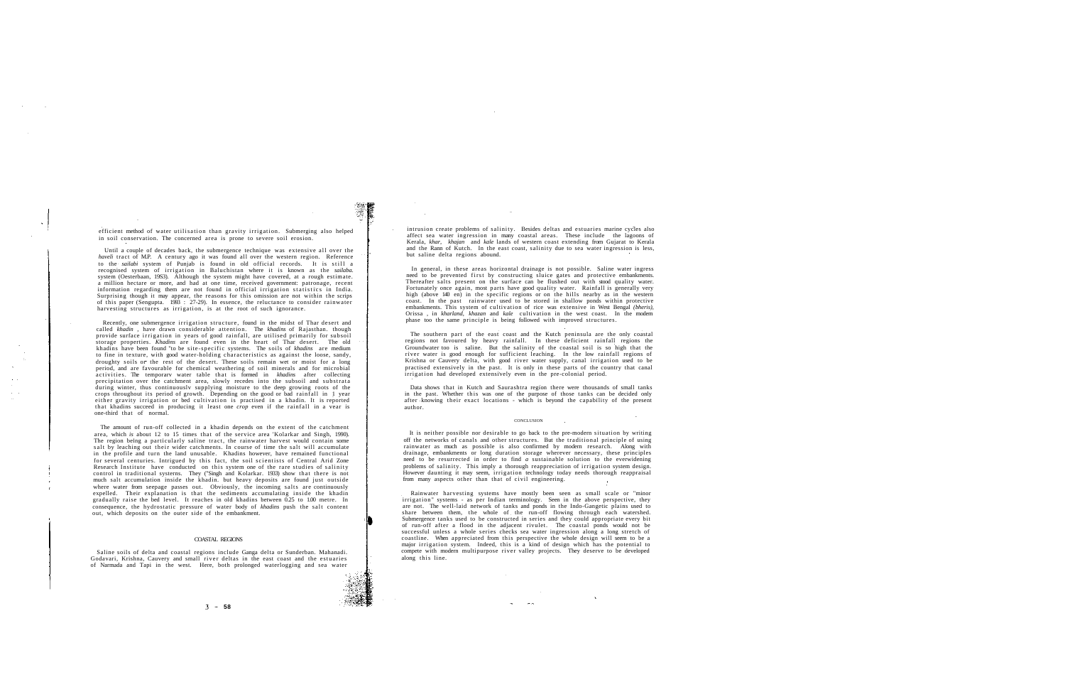efficient method of water utilisation than gravity irrigation. Submerging also helped in soil conservation. The concerned area is prone to severe soil erosion.

Until a couple of decades back, the submergence technique was extensive all over the *haveli* tract of M.P. A century ago it was found all over the western region. Reference to the *sailabi* system of Punjab is found in old official records. It is still a recognised system of irrigation in Baluchistan where it is known as the *sailaba* system (Oesterbaan, 1953). Although the system might have covered, at a rough estimate, a million hectare or more, and had at one time, received government: patronage, recent information regarding them are not found in official irrigation statistics in India. Surprising though it may appear, the reasons for this omission are not within the scrips of this paper (Sengupta. 1993 : 27-29). In essence, the reluctance to consider rainwater harvesting structures as irrigation, is at the root of such ignorance.

Recently, one submergence irrigation structure, found in the midst of Thar desert and called *khadin* , have drawn considerable attention. The *khadins* of Rajasthan, though provide surface irrigation in years of good rainfall, are utilised primarily for subsoil storage properties. *Khadins* are found even in the heart of Thar desert. The old khadins have been found "to be site-specific systems. The soils of *khadins* are medium to fine in texture, with good water-holding characteristics as against the loose, sandy, droughty soils or the rest of the desert. These soils remain wet or moist for a long period, and are favourable for chemical weathering of soil minerals and for microbial activities. The temporary water table that is formed in *khadins* after collecting precipitation over the catchment area, slowly recedes into the subsoil and substrata during winter, thus continuously supplying moisture to the deep growing roots of the crops throughout its period of growth. Depending on the good or bad rainfall in 1 year either gravity irrigation or bed cultivation is practised in a khadin. It is reported that khadins succeed in producing it least one *crop* even if the rainfall in a vear is one-third that of normal.

The amount of run-off collected in a khadin depends on the extent of the catchment area, which *is* about 12 to 15 times that of the service area 'Kolarkar and Singh, 1990). The region being a particularly saline tract, the rainwater harvest would contain some salt by leaching out their wider catchments. In course of time the salt will accumulate in the profile and turn the land unusable. Khadins however, have remained functional for several centuries. Intrigued by this fact, the soil scientists of Central Arid Zone Research Institute have conducted on this system one of the rare studies of salinity control in traditional systems. They ("Singh and Kolarkar. 1933) show that there is not much salt accumulation inside the khadin. but heavy deposits are found just outside where water from seepage passes out. Obviously, the incoming salts are continuously expelled. Their explanation is that the sediments accumulating inside the khadin gradually raise the bed level. It reaches in old khadins between 0.25 to 1.00 metre. In consequence, the hydrostatic pressure of water body of *khadins* push the salt content out, which deposits on the outer side of the embankment.

## COASTAL REGIONS

Saline soils of delta and coastal regions include Ganga delta or Sunderban. Mahanadi. Godavari, Krishna, Cauvery and small river deltas in the east coast and the estuaries of Narmada and Tapi in the west. Here, both prolonged waterlogging and sea water intrusion create problems of salinity. Besides deltas and estuaries marine cycles also affect sea water ingression in many coastal areas. These include the lagoons of Kerala, *khar, khajan* and *kale* lands of western coast extending from Gujarat to Kerala and the Rann of Kutch. In the east coast, salinity due to sea water ingression is less, but saline delta regions abound.

In general, in these areas horizontal drainage is not possible. Saline water ingress need to be prevented first by constructing sluice gates and protective embankments. Thereafter salts present on the surface can be flushed out with stood quality water. Fortunately once again, most parts have good quality water. Rainfall is generally very high (above 140 en) in the specific regions or on the hills nearby as in the western coast. In the past rainwater used to be stored in shallow ponds within protective embankments. This system of cultivation of rice was extensive in West Bengal *(bheris)*, Orissa , in *kharland, khazan* and *kale* cultivation in the west coast. In the modem phase too the same principle is being followed with improved structures.

The southern part of the east coast and the Kutch peninsula are the only coastal regions not favoured by heavy rainfall. In these deficient rainfall regions the Groundwater too is saline. But the salinity of the coastal soil is so high that the river water is good enough for sufficient leaching. In the low rainfall regions of Krishna or Cauvery delta, with good river water supply, canal irrigation used to be practised extensively in the past. It is only in these parts of the country that canal irrigation had developed extensively even in the pre-colonial period.

Data shows that in Kutch and Saurashtra region there were thousands of small tanks in the past. Whether this was one of the purpose of those tanks can be decided only after knowing their exact locations - which is beyond the capability of the present author.

## CONCLUSION

It is neither possible nor desirable to go back to the pre-modern situation by writing off the networks of canals and other structures. But the traditional principle of using rainwater as much as possible is also confirmed by modern research. Along with drainage, embankments or long duration storage wherever necessary, these principles need to be resurrected in order to find *a* sustainable solution to the everwidening problems of salinity. This imply a thorough reappreciation of irrigation system design. However daunting it may seem, irrigation technology today needs thorough reappraisal from many aspects other than that of civil engineering.

Rainwater harvesting systems have mostly been seen as small scale or "minor irrigation" systems - as per Indian terminology. Seen in the above perspective, they are not. The well-laid network of tanks and ponds in the Indo-Gangetic plains used to share between them, the whole of the run-off flowing through each watershed. Submergence tanks used to be constructed in series and they could appropriate every bit of run-off after a flood in the adjacent rivulet. The coastal ponds would not be successful unless a whole series checks sea water ingression along a long stretch of coastline. When appreciated from this perspective the whole design will seem to be a major irrigation system. Indeed, this is a kind of design which has the potential to compete with modern multipurpose river valley projects. They deserve to be developed along this line.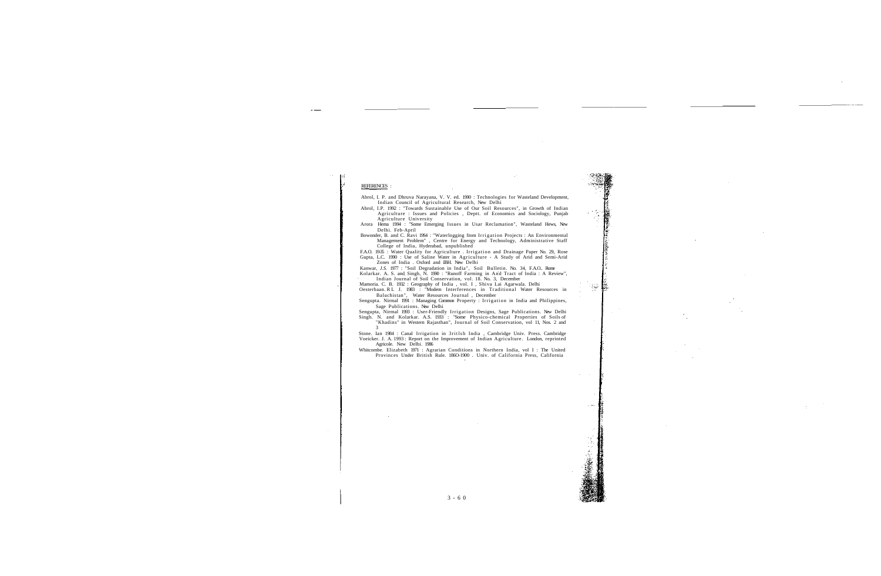## REFERENCES :

Abrol, I. P. and Dhruva Narayana, V. V. ed. 1990 : Technologies for Wasteland Development, Indian Council of Agricultural Research, New Delhi

Abrol, I.P. 1992 : "Towards Sustainable Use of Our Soil Resources", in Growth of Indian Agriculture : Issues and Policies , Deptt. of Economics and Sociology, Punjab Agriculture University

Arora Hema 1994 : "Some Emerging Issues in Usar Reclamation", Wasteland Hews, New Delhi. Feb-April

Bowonder, B. and C. Ravi 1964 : "Waterlogging from Irrigation Projects : An Environmental Management Problem" , Centre for Energy and Technology, Administrative Staff College of India, Hyderabad, unpublished

F.A.O. 1985 : Water Quality for Agriculture . Irrigation and Drainage Paper No. 29, Rose

Gupta, L.C. 1990 : Use of Saline Water in Agriculture - A Study of Arid and Semi-Arid Zones of India . Oxford and IBH, New Delhi

Kanwar, J.S. 1977 : "Soil Degradation in India", Soil Bulletin. No. 34, F.A.O.. Rome

Kolarkar. A. S. and Singh, N. 1990 : "Runoff Farming in Arid Tract of India : A Review", Indian Journal of Soil Conservation, vol. 18. No. 3, December

Mamoria. C. B. 1932 : Geography of India , vol. I , Shiva Lai Agarwala. Delhi

Oesterbaan. R L J. 1983 : "Modem Interferences in Traditional Water Resources in Baluchistan", Water Resources Journal , December

Sengupta. Nirmal 1991 : Managing Common Property : Irrigation in India and Philippines, Sage Publications. New Delhi

Sengupta, Nirmal 1993 : User-Friendly Irrigation Designs, Sage Publications. New Delhi

Singh. N. and Kolarkar. A.S. 1933 : "Some Physico-chemical Properties of Soils of "Khadins" in Western Rajasthan", Journal of Soil Conservation, vol 11, Nos. 2 and 3

Stone. Ian 1984 : Canal Irrigation in 3ritlsh India , Cambridge Univ. Press. Cambridge

Voeicker. J. A. 1993 : Report on the Improvement of Indian Agriculture. London, reprinted Agricole. New Delhi. 1986

Whitcombe. Elizabeth 1971 : Agrarian Conditions in Northern India, vol I : The United Provinces Under British Rule. 1860-1900 . Univ. of California Press, California